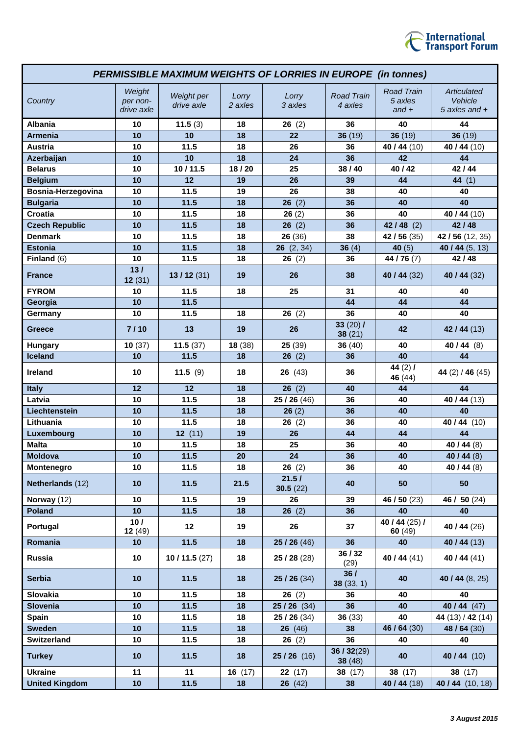## PERMISSIBLE MAXIMUM WEIGHTS OF LORRIES IN EUROPE (in tonnes)

| Country | Weight per non-drive axle | Weight per drive axle | Lorry 2 axles | Lorry 3 axles | Road Train 4 axles | Road Train 5 axles and + | Articulated Vehicle 5 axles and + |
|---|---|---|---|---|---|---|---|
| **Albania** | **10** | **11.5** (3) | **18** | **26** (2) | **36** | **40** | **44** |
| **Armenia** | **10** | **10** | **18** | **22** | **36** (19) | **36** (19) | **36** (19) |
| **Austria** | **10** | **11.5** | **18** | **26** | **36** | **40 / 44** (10) | **40 / 44** (10) |
| **Azerbaijan** | **10** | **10** | **18** | **24** | **36** | **42** | **44** |
| **Belarus** | **10** | **10 / 11.5** | **18 / 20** | **25** | **38 / 40** | **40 / 42** | **42 / 44** |
| **Belgium** | **10** | **12** | **19** | **26** | **39** | **44** | **44** (1) |
| **Bosnia-Herzegovina** | **10** | **11.5** | **19** | **26** | **38** | **40** | **40** |
| **Bulgaria** | **10** | **11.5** | **18** | **26** (2) | **36** | **40** | **40** |
| **Croatia** | **10** | **11.5** | **18** | **26** (2) | **36** | **40** | **40 / 44** (10) |
| **Czech Republic** | **10** | **11.5** | **18** | **26** (2) | **36** | **42 / 48** (2) | **42 / 48** |
| **Denmark** | **10** | **11.5** | **18** | **26** (36) | **38** | **42 / 56** (35) | **42 / 56** (12, 35) |
| **Estonia** | **10** | **11.5** | **18** | **26** (2, 34) | **36** (4) | **40** (5) | **40 / 44** (5, 13) |
| **Finland** (6) | **10** | **11.5** | **18** | **26** (2) | **36** | **44 / 76** (7) | **42 / 48** |
| **France** | **13 / 12** (31) | **13 / 12** (31) | **19** | **26** | **38** | **40 / 44** (32) | **40 / 44** (32) |
| **FYROM** | **10** | **11.5** | **18** | **25** | **31** | **40** | **40** |
| **Georgia** | **10** | **11.5** | | | **44** | **44** | **44** |
| **Germany** | **10** | **11.5** | **18** | **26** (2) | **36** | **40** | **40** |
| **Greece** | **7 / 10** | **13** | **19** | **26** | **33** (20) **/ 38** (21) | **42** | **42 / 44** (13) |
| **Hungary** | **10** (37) | **11.5** (37) | **18** (38) | **25** (39) | **36** (40) | **40** | **40 / 44** (8) |
| **Iceland** | **10** | **11.5** | **18** | **26** (2) | **36** | **40** | **44** |
| **Ireland** | **10** | **11.5** (9) | **18** | **26** (43) | **36** | **44** (2) **/ 46** (44) | **44** (2) / **46** (45) |
| **Italy** | **12** | **12** | **18** | **26** (2) | **40** | **44** | **44** |
| **Latvia** | **10** | **11.5** | **18** | **25 / 26** (46) | **36** | **40** | **40 / 44** (13) |
| **Liechtenstein** | **10** | **11.5** | **18** | **26** (2) | **36** | **40** | **40** |
| **Lithuania** | **10** | **11.5** | **18** | **26** (2) | **36** | **40** | **40 / 44** (10) |
| **Luxembourg** | **10** | **12** (11) | **19** | **26** | **44** | **44** | **44** |
| **Malta** | **10** | **11.5** | **18** | **25** | **36** | **40** | **40 / 44** (8) |
| **Moldova** | **10** | **11.5** | **20** | **24** | **36** | **40** | **40 / 44** (8) |
| **Montenegro** | **10** | **11.5** | **18** | **26** (2) | **36** | **40** | **40 / 44** (8) |
| **Netherlands** (12) | **10** | **11.5** | **21.5** | **21.5 / 30.5** (22) | **40** | **50** | **50** |
| **Norway** (12) | **10** | **11.5** | **19** | **26** | **39** | **46 / 50** (23) | **46 / 50** (24) |
| **Poland** | **10** | **11.5** | **18** | **26** (2) | **36** | **40** | **40** |
| **Portugal** | **10 / 12** (49) | **12** | **19** | **26** | **37** | **40 / 44** (25) **/ 60** (49) | **40 / 44** (26) |
| **Romania** | **10** | **11.5** | **18** | **25 / 26** (46) | **36** | **40** | **40 / 44** (13) |
| **Russia** | **10** | **10 / 11.5** (27) | **18** | **25 / 28** (28) | **36 / 32** (29) | **40 / 44** (41) | **40 / 44** (41) |
| **Serbia** | **10** | **11.5** | **18** | **25 / 26** (34) | **36 / 38** (33, 1) | **40** | **40 / 44** (8, 25) |
| **Slovakia** | **10** | **11.5** | **18** | **26** (2) | **36** | **40** | **40** |
| **Slovenia** | **10** | **11.5** | **18** | **25 / 26** (34) | **36** | **40** | **40 / 44** (47) |
| **Spain** | **10** | **11.5** | **18** | **25 / 26** (34) | **36** (33) | **40** | **44** (13) / **42** (14) |
| **Sweden** | **10** | **11.5** | **18** | **26** (46) | **38** | **46 / 64** (30) | **48 / 64** (30) |
| **Switzerland** | **10** | **11.5** | **18** | **26** (2) | **36** | **40** | **40** |
| **Turkey** | **10** | **11.5** | **18** | **25 / 26** (16) | **36 / 32**(29) **38** (48) | **40** | **40 / 44** (10) |
| **Ukraine** | **11** | **11** | **16** (17) | **22** (17) | **38** (17) | **38** (17) | **38** (17) |
| **United Kingdom** | **10** | **11.5** | **18** | **26** (42) | **38** | **40 / 44** (18) | **40 / 44** (10, 18) |

***3 August 2015***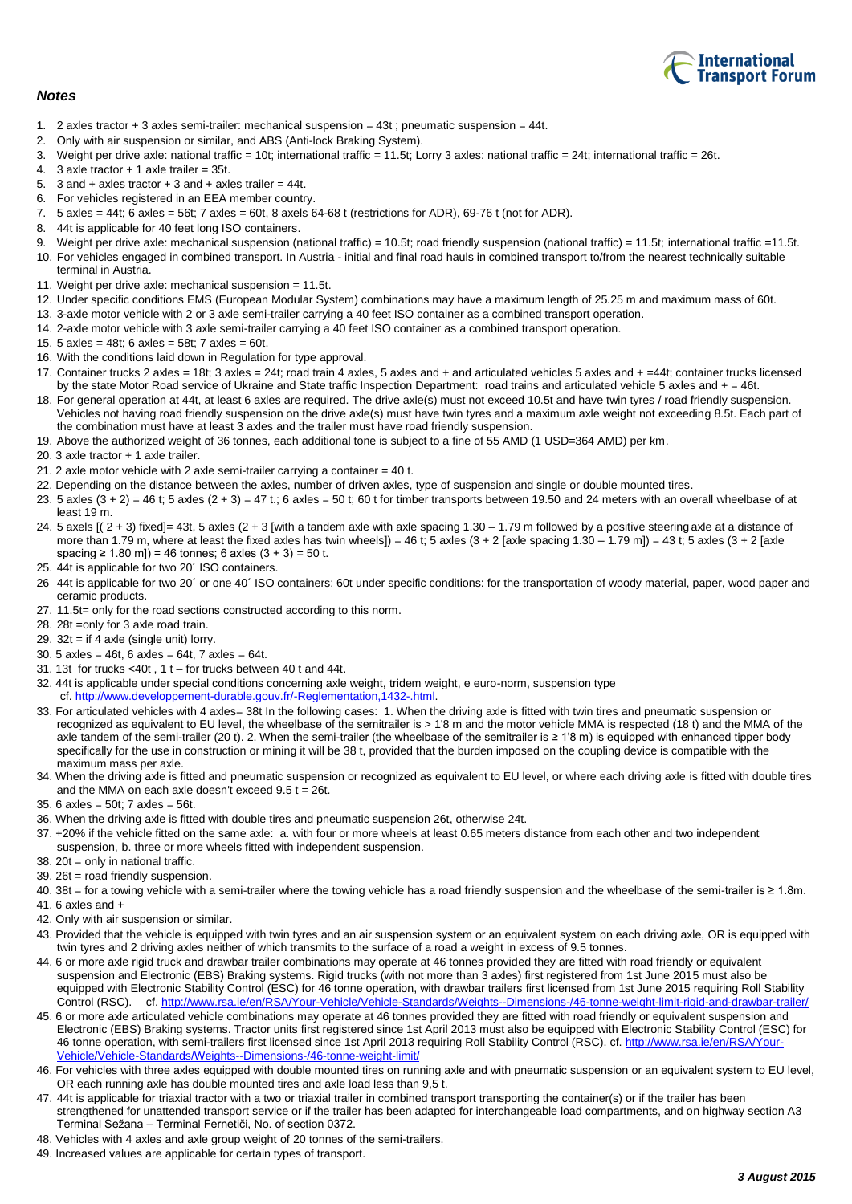## *Notes*

1. 2 axles tractor + 3 axles semi-trailer: mechanical suspension = 43t ; pneumatic suspension = 44t.
2. Only with air suspension or similar, and ABS (Anti-lock Braking System).
3. Weight per drive axle: national traffic = 10t; international traffic = 11.5t; Lorry 3 axles: national traffic = 24t; international traffic = 26t.
4. 3 axle tractor + 1 axle trailer = 35t.
5. 3 and + axles tractor + 3 and + axles trailer = 44t.
6. For vehicles registered in an EEA member country.
7. 5 axles = 44t; 6 axles = 56t; 7 axles = 60t, 8 axels 64-68 t (restrictions for ADR), 69-76 t (not for ADR).
8. 44t is applicable for 40 feet long ISO containers.
9. Weight per drive axle: mechanical suspension (national traffic) = 10.5t; road friendly suspension (national traffic) = 11.5t; international traffic =11.5t.
10. For vehicles engaged in combined transport. In Austria - initial and final road hauls in combined transport to/from the nearest technically suitable terminal in Austria.
11. Weight per drive axle: mechanical suspension = 11.5t.
12. Under specific conditions EMS (European Modular System) combinations may have a maximum length of 25.25 m and maximum mass of 60t.
13. 3-axle motor vehicle with 2 or 3 axle semi-trailer carrying a 40 feet ISO container as a combined transport operation.
14. 2-axle motor vehicle with 3 axle semi-trailer carrying a 40 feet ISO container as a combined transport operation.
15. 5 axles = 48t; 6 axles = 58t; 7 axles = 60t.
16. With the conditions laid down in Regulation for type approval.
17. Container trucks 2 axles = 18t; 3 axles = 24t; road train 4 axles, 5 axles and + and articulated vehicles 5 axles and + =44t; container trucks licensed by the state Motor Road service of Ukraine and State traffic Inspection Department: road trains and articulated vehicle 5 axles and + = 46t.
18. For general operation at 44t, at least 6 axles are required. The drive axle(s) must not exceed 10.5t and have twin tyres / road friendly suspension. Vehicles not having road friendly suspension on the drive axle(s) must have twin tyres and a maximum axle weight not exceeding 8.5t. Each part of the combination must have at least 3 axles and the trailer must have road friendly suspension.
19. Above the authorized weight of 36 tonnes, each additional tone is subject to a fine of 55 AMD (1 USD=364 AMD) per km.
20. 3 axle tractor + 1 axle trailer.
21. 2 axle motor vehicle with 2 axle semi-trailer carrying a container = 40 t.
22. Depending on the distance between the axles, number of driven axles, type of suspension and single or double mounted tires.
23. 5 axles (3 + 2) = 46 t; 5 axles (2 + 3) = 47 t.; 6 axles = 50 t; 60 t for timber transports between 19.50 and 24 meters with an overall wheelbase of at least 19 m.
24. 5 axels [( 2 + 3) fixed]= 43t, 5 axles (2 + 3 [with a tandem axle with axle spacing 1.30 – 1.79 m followed by a positive steering axle at a distance of more than 1.79 m, where at least the fixed axles has twin wheels]) = 46 t; 5 axles (3 + 2 [axle spacing 1.30 – 1.79 m]) = 43 t; 5 axles (3 + 2 [axle spacing ≥ 1.80 m]) = 46 tonnes; 6 axles (3 + 3) = 50 t.
25. 44t is applicable for two 20´ ISO containers.
26. 44t is applicable for two 20´ or one 40´ ISO containers; 60t under specific conditions: for the transportation of woody material, paper, wood paper and ceramic products.
27. 11.5t= only for the road sections constructed according to this norm.
28. 28t =only for 3 axle road train.
29. 32t = if 4 axle (single unit) lorry.
30. 5 axles = 46t, 6 axles = 64t, 7 axles = 64t.
31. 13t for trucks <40t , 1 t – for trucks between 40 t and 44t.
32. 44t is applicable under special conditions concerning axle weight, tridem weight, e euro-norm, suspension type cf. http://www.developpement-durable.gouv.fr/-Reglementation,1432-.html.
33. For articulated vehicles with 4 axles= 38t In the following cases: 1. When the driving axle is fitted with twin tires and pneumatic suspension or recognized as equivalent to EU level, the wheelbase of the semitrailer is > 1'8 m and the motor vehicle MMA is respected (18 t) and the MMA of the axle tandem of the semi-trailer (20 t). 2. When the semi-trailer (the wheelbase of the semitrailer is ≥ 1'8 m) is equipped with enhanced tipper body specifically for the use in construction or mining it will be 38 t, provided that the burden imposed on the coupling device is compatible with the maximum mass per axle.
34. When the driving axle is fitted and pneumatic suspension or recognized as equivalent to EU level, or where each driving axle is fitted with double tires and the MMA on each axle doesn't exceed 9.5 t = 26t.
35. 6 axles = 50t; 7 axles = 56t.
36. When the driving axle is fitted with double tires and pneumatic suspension 26t, otherwise 24t.
37. +20% if the vehicle fitted on the same axle: a. with four or more wheels at least 0.65 meters distance from each other and two independent suspension, b. three or more wheels fitted with independent suspension.
38. 20t = only in national traffic.
39. 26t = road friendly suspension.
40. 38t = for a towing vehicle with a semi-trailer where the towing vehicle has a road friendly suspension and the wheelbase of the semi-trailer is ≥ 1.8m.
41. 6 axles and +
42. Only with air suspension or similar.
43. Provided that the vehicle is equipped with twin tyres and an air suspension system or an equivalent system on each driving axle, OR is equipped with twin tyres and 2 driving axles neither of which transmits to the surface of a road a weight in excess of 9.5 tonnes.
44. 6 or more axle rigid truck and drawbar trailer combinations may operate at 46 tonnes provided they are fitted with road friendly or equivalent suspension and Electronic (EBS) Braking systems. Rigid trucks (with not more than 3 axles) first registered from 1st June 2015 must also be equipped with Electronic Stability Control (ESC) for 46 tonne operation, with drawbar trailers first licensed from 1st June 2015 requiring Roll Stability Control (RSC). cf. http://www.rsa.ie/en/RSA/Your-Vehicle/Vehicle-Standards/Weights--Dimensions-/46-tonne-weight-limit-rigid-and-drawbar-trailer/
45. 6 or more axle articulated vehicle combinations may operate at 46 tonnes provided they are fitted with road friendly or equivalent suspension and Electronic (EBS) Braking systems. Tractor units first registered since 1st April 2013 must also be equipped with Electronic Stability Control (ESC) for 46 tonne operation, with semi-trailers first licensed since 1st April 2013 requiring Roll Stability Control (RSC). cf. http://www.rsa.ie/en/RSA/Your-Vehicle/Vehicle-Standards/Weights--Dimensions-/46-tonne-weight-limit/
46. For vehicles with three axles equipped with double mounted tires on running axle and with pneumatic suspension or an equivalent system to EU level, OR each running axle has double mounted tires and axle load less than 9,5 t.
47. 44t is applicable for triaxial tractor with a two or triaxial trailer in combined transport transporting the container(s) or if the trailer has been strengthened for unattended transport service or if the trailer has been adapted for interchangeable load compartments, and on highway section A3 Terminal Sežana – Terminal Fernetiči, No. of section 0372.
48. Vehicles with 4 axles and axle group weight of 20 tonnes of the semi-trailers.
49. Increased values are applicable for certain types of transport.

***3 August 2015***